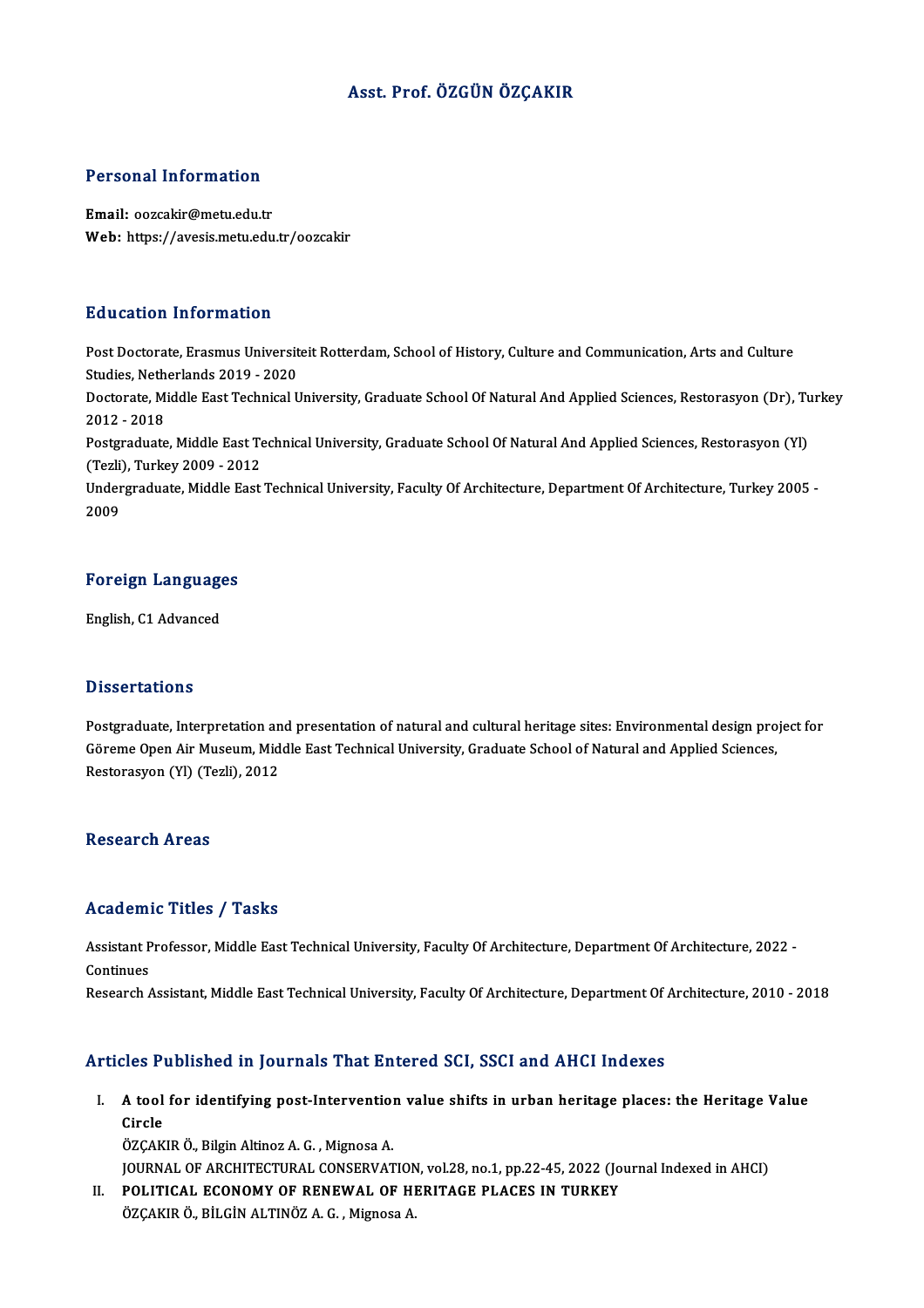# Asst. Prof. ÖZGÜN ÖZÇAKIR

## Personal Information

**Email:** oozcakir@metu.edu.tr
**Web:** https://avesis.metu.edu.tr/oozcakir

## Education Information

Post Doctorate, Erasmus Universiteit Rotterdam, School of History, Culture and Communication, Arts and Culture Studies, Netherlands 2019 - 2020
Doctorate, Middle East Technical University, Graduate School Of Natural And Applied Sciences, Restorasyon (Dr), Turkey 2012 - 2018
Postgraduate, Middle East Technical University, Graduate School Of Natural And Applied Sciences, Restorasyon (Yl) (Tezli), Turkey 2009 - 2012
Undergraduate, Middle East Technical University, Faculty Of Architecture, Department Of Architecture, Turkey 2005 - 2009

## Foreign Languages

English, C1 Advanced

## Dissertations

Postgraduate, Interpretation and presentation of natural and cultural heritage sites: Environmental design project for Göreme Open Air Museum, Middle East Technical University, Graduate School of Natural and Applied Sciences, Restorasyon (Yl) (Tezli), 2012

## Research Areas

## Academic Titles / Tasks

Assistant Professor, Middle East Technical University, Faculty Of Architecture, Department Of Architecture, 2022 - Continues
Research Assistant, Middle East Technical University, Faculty Of Architecture, Department Of Architecture, 2010 - 2018

## Articles Published in Journals That Entered SCI, SSCI and AHCI Indexes

I. **A tool for identifying post-Intervention value shifts in urban heritage places: the Heritage Value Circle**
ÖZÇAKIR Ö., Bilgin Altinoz A. G. , Mignosa A.
JOURNAL OF ARCHITECTURAL CONSERVATION, vol.28, no.1, pp.22-45, 2022 (Journal Indexed in AHCI)
II. **POLITICAL ECONOMY OF RENEWAL OF HERITAGE PLACES IN TURKEY**
ÖZÇAKIR Ö., BİLGİN ALTINÖZ A. G. , Mignosa A.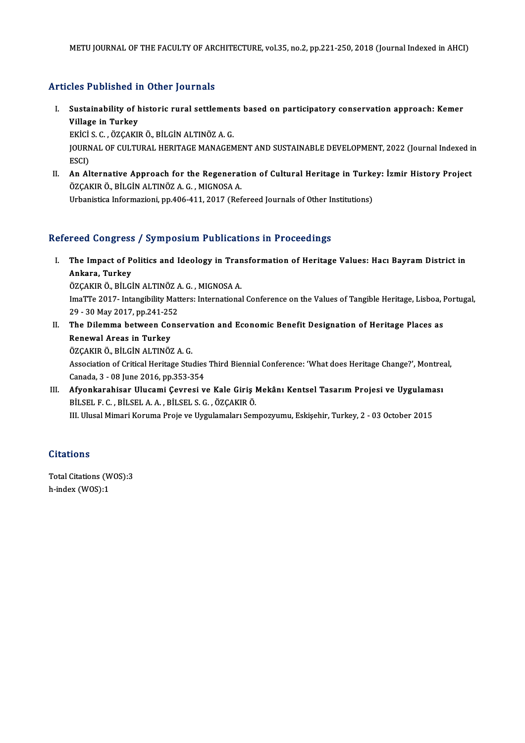METU JOURNAL OF THE FACULTY OF ARCHITECTURE, vol.35, no.2, pp.221-250, 2018 (Journal Indexed in AHCI)

## Articles Published in Other Journals

I. **Sustainability of historic rural settlements based on participatory conservation approach: Kemer Village in Turkey**
   EKİCİ S. C. , ÖZÇAKIR Ö., BİLGİN ALTINÖZ A. G.
   JOURNAL OF CULTURAL HERITAGE MANAGEMENT AND SUSTAINABLE DEVELOPMENT, 2022 (Journal Indexed in ESCI)
II. **An Alternative Approach for the Regeneration of Cultural Heritage in Turkey: İzmir History Project**
   ÖZÇAKIR Ö., BİLGİN ALTINÖZ A. G. , MIGNOSA A.
   Urbanistica Informazioni, pp.406-411, 2017 (Refereed Journals of Other Institutions)

## Refereed Congress / Symposium Publications in Proceedings

I. **The Impact of Politics and Ideology in Transformation of Heritage Values: Hacı Bayram District in Ankara, Turkey**
   ÖZÇAKIR Ö., BİLGİN ALTINÖZ A. G. , MIGNOSA A.
   ImaTTe 2017- Intangibility Matters: International Conference on the Values of Tangible Heritage, Lisboa, Portugal, 29 - 30 May 2017, pp.241-252
II. **The Dilemma between Conservation and Economic Benefit Designation of Heritage Places as Renewal Areas in Turkey**
   ÖZÇAKIR Ö., BİLGİN ALTINÖZ A. G.
   Association of Critical Heritage Studies Third Biennial Conference: 'What does Heritage Change?', Montreal, Canada, 3 - 08 June 2016, pp.353-354
III. **Afyonkarahisar Ulucami Çevresi ve Kale Giriş Mekânı Kentsel Tasarım Projesi ve Uygulaması**
   BİLSEL F. C. , BİLSEL A. A. , BİLSEL S. G. , ÖZÇAKIR Ö.
   III. Ulusal Mimari Koruma Proje ve Uygulamaları Sempozyumu, Eskişehir, Turkey, 2 - 03 October 2015

## Citations

Total Citations (WOS):3
h-index (WOS):1